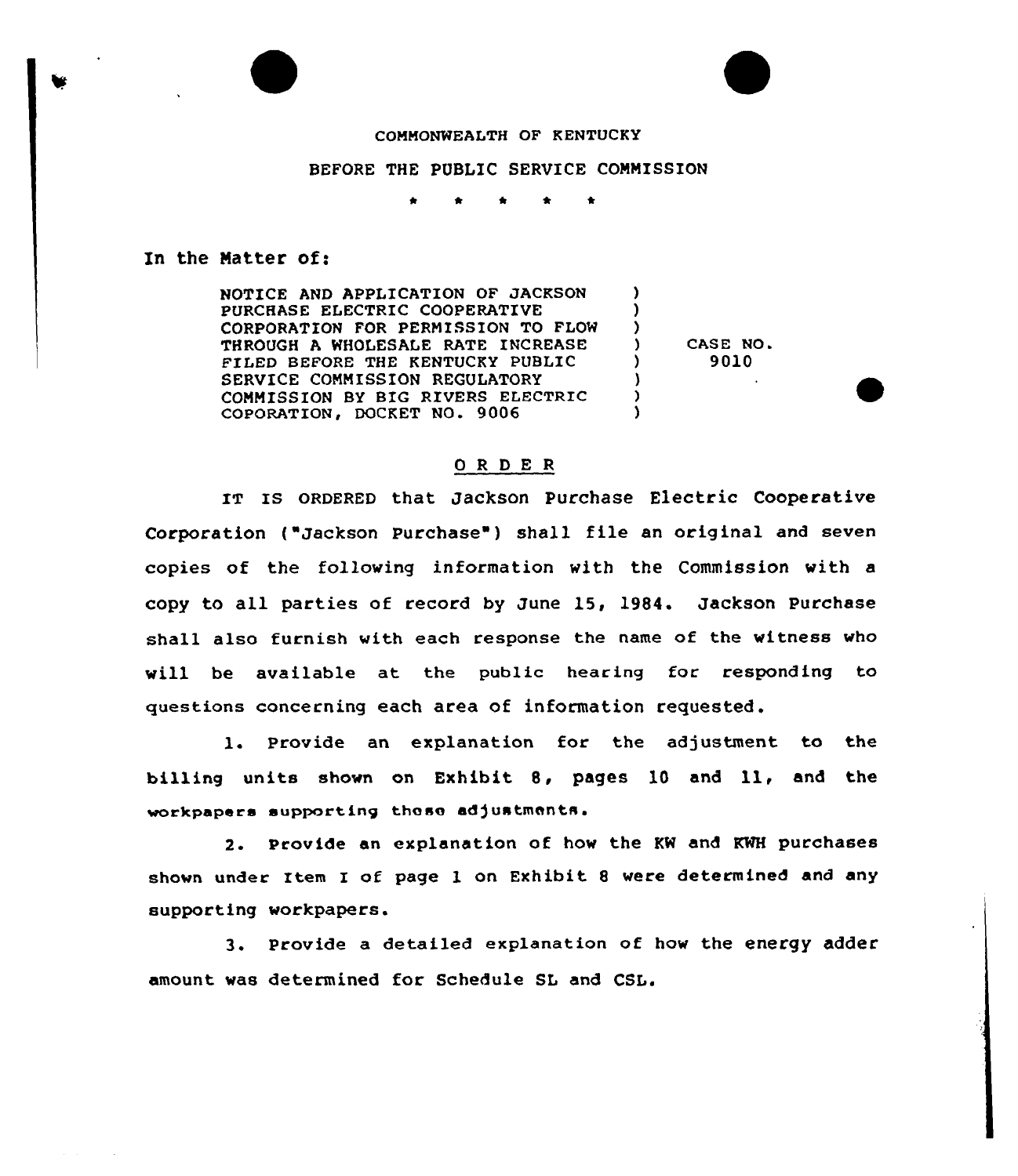COMMONWEALTH OF KENTUCKY

BEFORE THE PUBLIC SERVICE COMMISSION

\* \* \* \* \*

In the Matter of:

| | | |
|---|---|---|
| NOTICE AND APPLICATION OF JACKSON PURCHASE ELECTRIC COOPERATIVE CORPORATION FOR PERMISSION TO FLOW THROUGH A WHOLESALE RATE INCREASE FILED BEFORE THE KENTUCKY PUBLIC SERVICE COMMISSION REGULATORY COMMISSION BY BIG RIVERS ELECTRIC COPORATION, DOCKET NO. 9006 | ) | CASE NO. 9010 |

## O R D E R

IT IS ORDERED that Jackson Purchase Electric Cooperative Corporation ("Jackson Purchase") shall file an original and seven copies of the following information with the Commission with a copy to all parties of record by June 15, 1984. Jackson Purchase shall also furnish with each response the name of the witness who will be available at the public hearing for responding to questions concerning each area of information requested.

1. Provide an explanation for the adjustment to the billing units shown on Exhibit 8, pages 10 and 11, and the workpapers supporting those adjustments.

2. Provide an explanation of how the KW and KWH purchases shown under Item I of page 1 on Exhibit 8 were determined and any supporting workpapers.

3. Provide a detailed explanation of how the energy adder amount was determined for Schedule SL and CSL.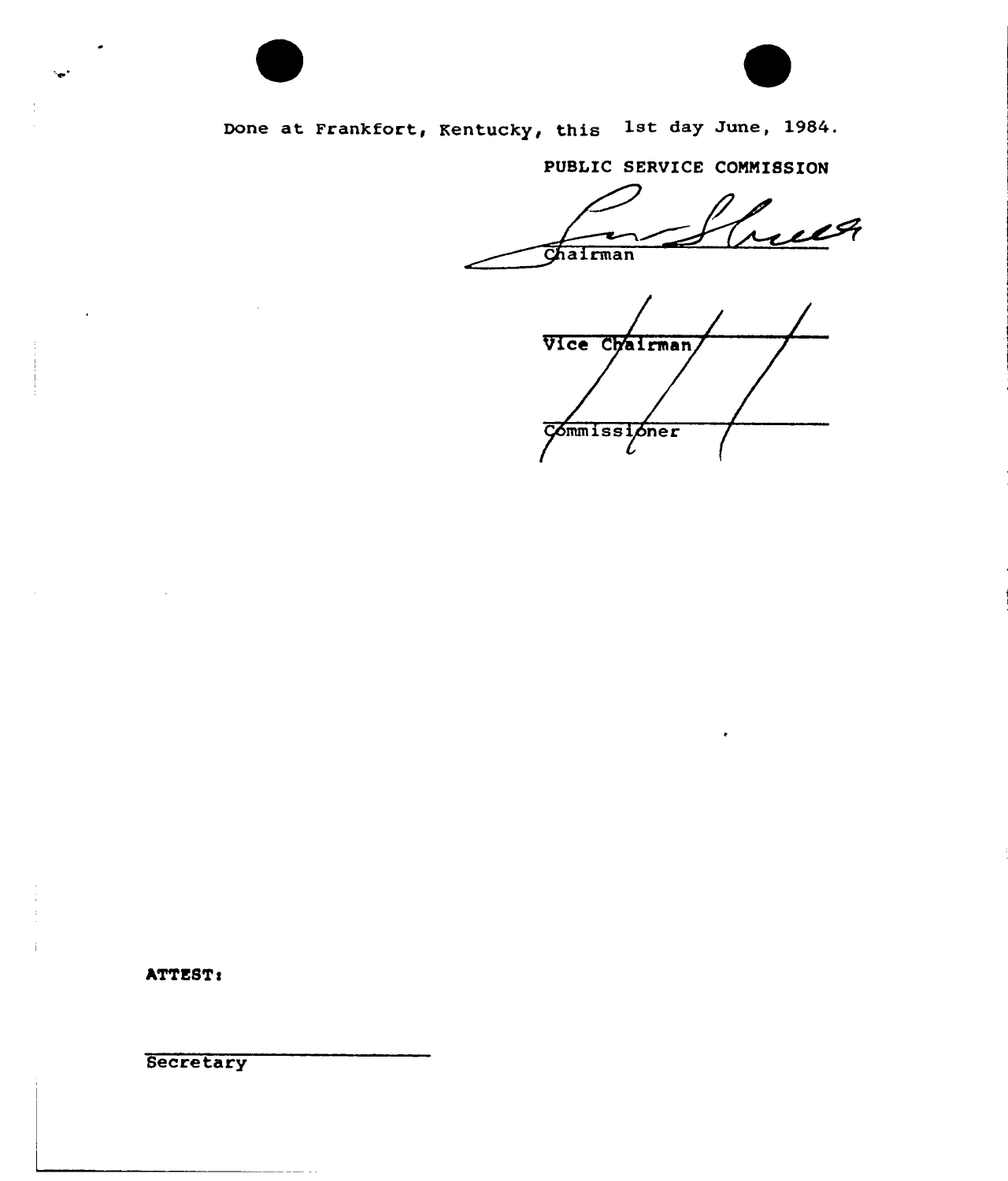Done at Frankfort, Kentucky, this 1st day June, 1984.

PUBLIC SERVICE COMMISSION

Chairman

Vice Chairman

Commissioner

ATTEST:

Secretary